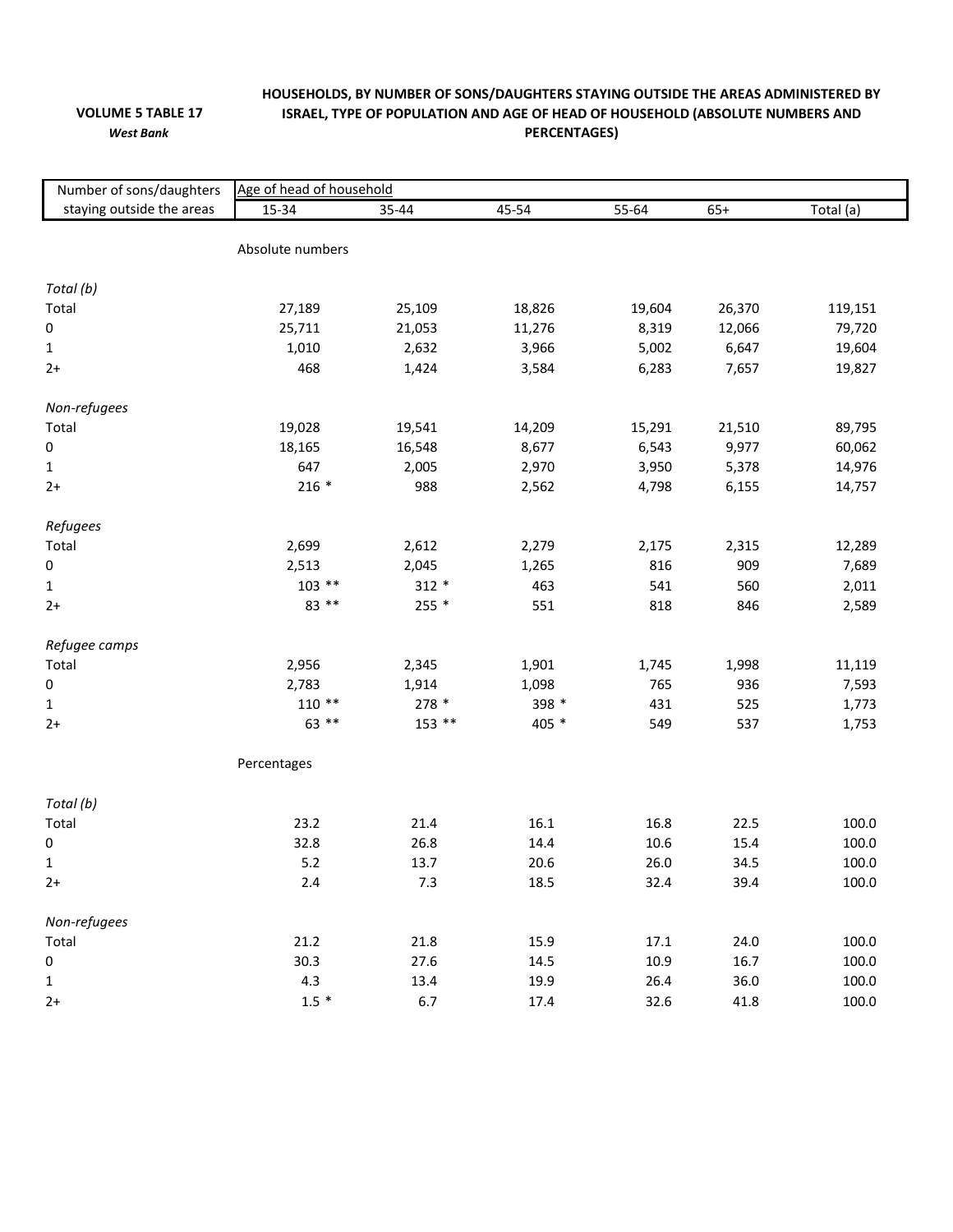**VOLUME 5 TABLE 17**

*West Bank*

**HOUSEHOLDS, BY NUMBER OF SONS/DAUGHTERS STAYING OUTSIDE THE AREAS ADMINISTERED BY ISRAEL, TYPE OF POPULATION AND AGE OF HEAD OF HOUSEHOLD (ABSOLUTE NUMBERS AND PERCENTAGES)**

| Number of sons/daughters staying outside the areas | Age of head of household | | | | | |
|---|---|---|---|---|---|---|
| | 15-34 | 35-44 | 45-54 | 55-64 | 65+ | Total (a) |
| | Absolute numbers | | | | | |
| *Total (b)* | | | | | | |
| Total | 27,189 | 25,109 | 18,826 | 19,604 | 26,370 | 119,151 |
| 0 | 25,711 | 21,053 | 11,276 | 8,319 | 12,066 | 79,720 |
| 1 | 1,010 | 2,632 | 3,966 | 5,002 | 6,647 | 19,604 |
| 2+ | 468 | 1,424 | 3,584 | 6,283 | 7,657 | 19,827 |
| *Non-refugees* | | | | | | |
| Total | 19,028 | 19,541 | 14,209 | 15,291 | 21,510 | 89,795 |
| 0 | 18,165 | 16,548 | 8,677 | 6,543 | 9,977 | 60,062 |
| 1 | 647 | 2,005 | 2,970 | 3,950 | 5,378 | 14,976 |
| 2+ | 216 * | 988 | 2,562 | 4,798 | 6,155 | 14,757 |
| *Refugees* | | | | | | |
| Total | 2,699 | 2,612 | 2,279 | 2,175 | 2,315 | 12,289 |
| 0 | 2,513 | 2,045 | 1,265 | 816 | 909 | 7,689 |
| 1 | 103 ** | 312 * | 463 | 541 | 560 | 2,011 |
| 2+ | 83 ** | 255 * | 551 | 818 | 846 | 2,589 |
| *Refugee camps* | | | | | | |
| Total | 2,956 | 2,345 | 1,901 | 1,745 | 1,998 | 11,119 |
| 0 | 2,783 | 1,914 | 1,098 | 765 | 936 | 7,593 |
| 1 | 110 ** | 278 * | 398 * | 431 | 525 | 1,773 |
| 2+ | 63 ** | 153 ** | 405 * | 549 | 537 | 1,753 |
| | Percentages | | | | | |
| *Total (b)* | | | | | | |
| Total | 23.2 | 21.4 | 16.1 | 16.8 | 22.5 | 100.0 |
| 0 | 32.8 | 26.8 | 14.4 | 10.6 | 15.4 | 100.0 |
| 1 | 5.2 | 13.7 | 20.6 | 26.0 | 34.5 | 100.0 |
| 2+ | 2.4 | 7.3 | 18.5 | 32.4 | 39.4 | 100.0 |
| *Non-refugees* | | | | | | |
| Total | 21.2 | 21.8 | 15.9 | 17.1 | 24.0 | 100.0 |
| 0 | 30.3 | 27.6 | 14.5 | 10.9 | 16.7 | 100.0 |
| 1 | 4.3 | 13.4 | 19.9 | 26.4 | 36.0 | 100.0 |
| 2+ | 1.5 * | 6.7 | 17.4 | 32.6 | 41.8 | 100.0 |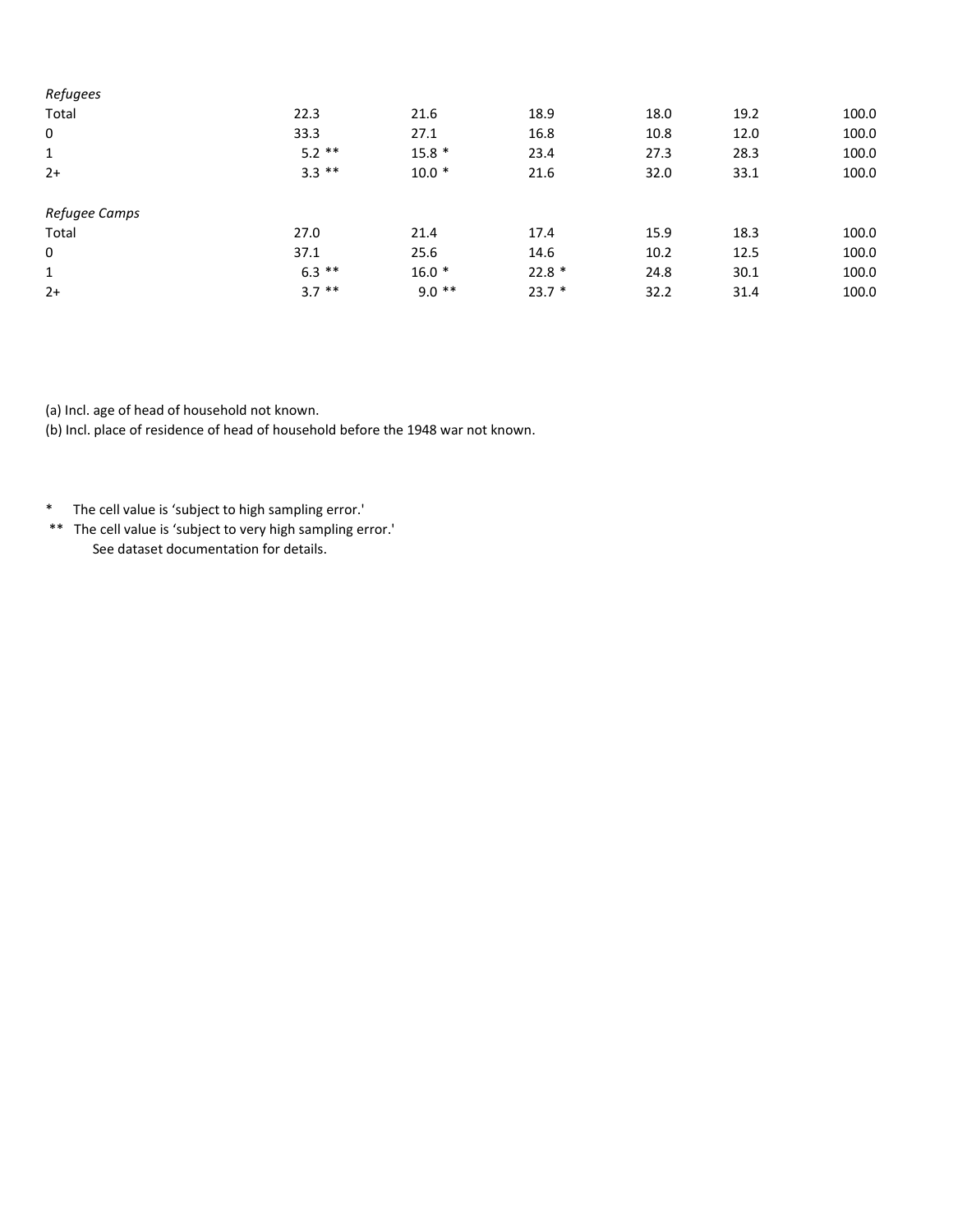| | | | | | | |
|---|---|---|---|---|---|---|
| *Refugees* | | | | | | |
| Total | 22.3 | 21.6 | 18.9 | 18.0 | 19.2 | 100.0 |
| 0 | 33.3 | 27.1 | 16.8 | 10.8 | 12.0 | 100.0 |
| 1 | 5.2 ** | 15.8 * | 23.4 | 27.3 | 28.3 | 100.0 |
| 2+ | 3.3 ** | 10.0 * | 21.6 | 32.0 | 33.1 | 100.0 |
| | | | | | | |
| *Refugee Camps* | | | | | | |
| Total | 27.0 | 21.4 | 17.4 | 15.9 | 18.3 | 100.0 |
| 0 | 37.1 | 25.6 | 14.6 | 10.2 | 12.5 | 100.0 |
| 1 | 6.3 ** | 16.0 * | 22.8 * | 24.8 | 30.1 | 100.0 |
| 2+ | 3.7 ** | 9.0 ** | 23.7 * | 32.2 | 31.4 | 100.0 |

(a) Incl. age of head of household not known.
(b) Incl. place of residence of head of household before the 1948 war not known.

\* The cell value is 'subject to high sampling error.'
** The cell value is 'subject to very high sampling error.'
See dataset documentation for details.